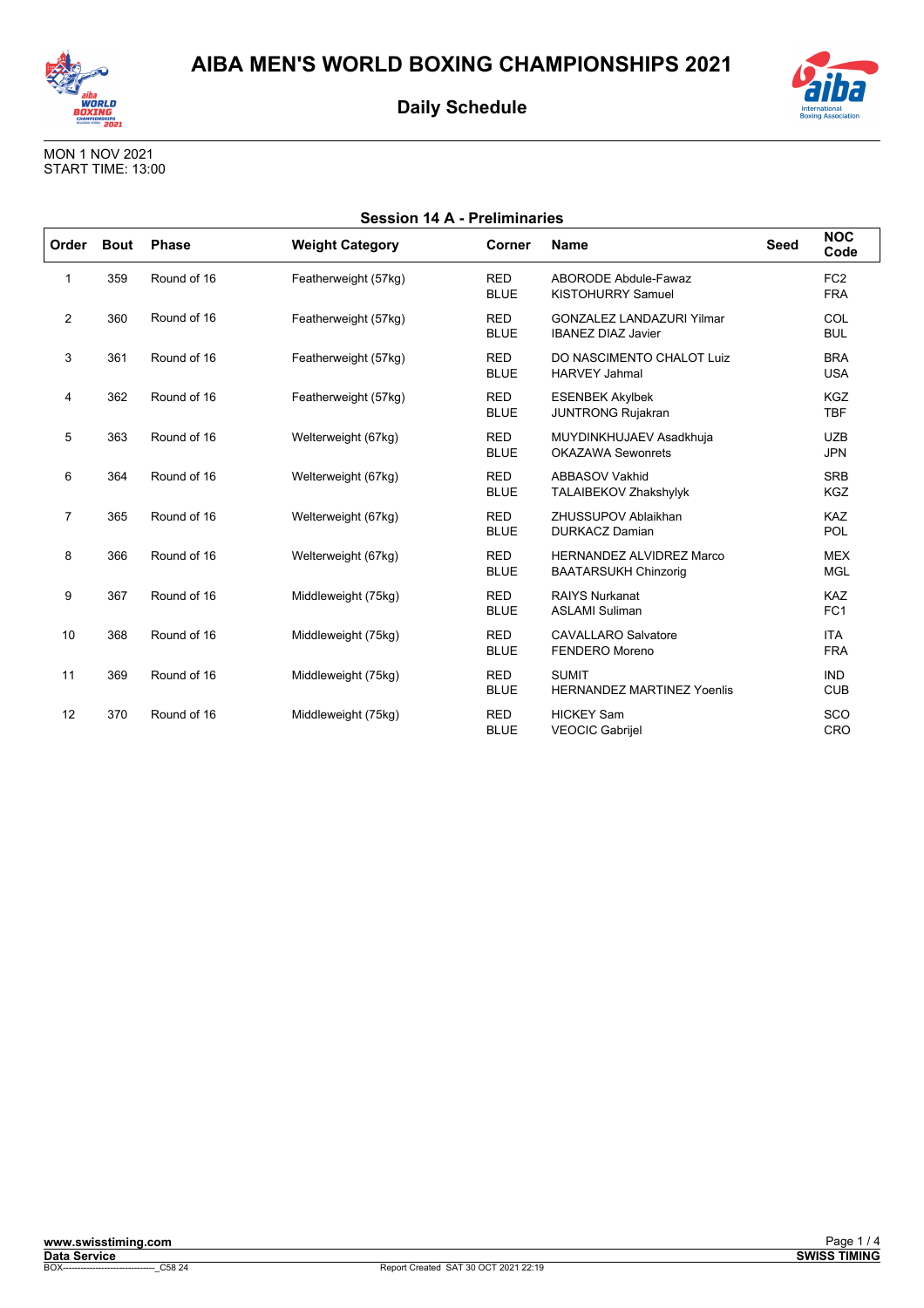# AIBA MEN'S WORLD BOXING CHAMPIONSHIPS 2021

## Daily Schedule

MON 1 NOV 2021
START TIME: 13:00

### Session 14 A - Preliminaries

| Order | Bout | Phase | Weight Category | Corner | Name | Seed | NOC Code |
|---|---|---|---|---|---|---|---|
| 1 | 359 | Round of 16 | Featherweight (57kg) | RED | ABORODE Abdule-Fawaz | | FC2 |
| | | | | BLUE | KISTOHURRY Samuel | | FRA |
| 2 | 360 | Round of 16 | Featherweight (57kg) | RED | GONZALEZ LANDAZURI Yilmar | | COL |
| | | | | BLUE | IBANEZ DIAZ Javier | | BUL |
| 3 | 361 | Round of 16 | Featherweight (57kg) | RED | DO NASCIMENTO CHALOT Luiz | | BRA |
| | | | | BLUE | HARVEY Jahmal | | USA |
| 4 | 362 | Round of 16 | Featherweight (57kg) | RED | ESENBEK Akylbek | | KGZ |
| | | | | BLUE | JUNTRONG Rujakran | | TBF |
| 5 | 363 | Round of 16 | Welterweight (67kg) | RED | MUYDINKHUJAEV Asadkhuja | | UZB |
| | | | | BLUE | OKAZAWA Sewonrets | | JPN |
| 6 | 364 | Round of 16 | Welterweight (67kg) | RED | ABBASOV Vakhid | | SRB |
| | | | | BLUE | TALAIBEKOV Zhakshylyk | | KGZ |
| 7 | 365 | Round of 16 | Welterweight (67kg) | RED | ZHUSSUPOV Ablaikhan | | KAZ |
| | | | | BLUE | DURKACZ Damian | | POL |
| 8 | 366 | Round of 16 | Welterweight (67kg) | RED | HERNANDEZ ALVIDREZ Marco | | MEX |
| | | | | BLUE | BAATARSUKH Chinzorig | | MGL |
| 9 | 367 | Round of 16 | Middleweight (75kg) | RED | RAIYS Nurkanat | | KAZ |
| | | | | BLUE | ASLAMI Suliman | | FC1 |
| 10 | 368 | Round of 16 | Middleweight (75kg) | RED | CAVALLARO Salvatore | | ITA |
| | | | | BLUE | FENDERO Moreno | | FRA |
| 11 | 369 | Round of 16 | Middleweight (75kg) | RED | SUMIT | | IND |
| | | | | BLUE | HERNANDEZ MARTINEZ Yoenlis | | CUB |
| 12 | 370 | Round of 16 | Middleweight (75kg) | RED | HICKEY Sam | | SCO |
| | | | | BLUE | VEOCIC Gabrijel | | CRO |

www.swisstiming.com
Data Service
BOX------------------------------_C58 24 Report Created SAT 30 OCT 2021 22:19
SWISS TIMING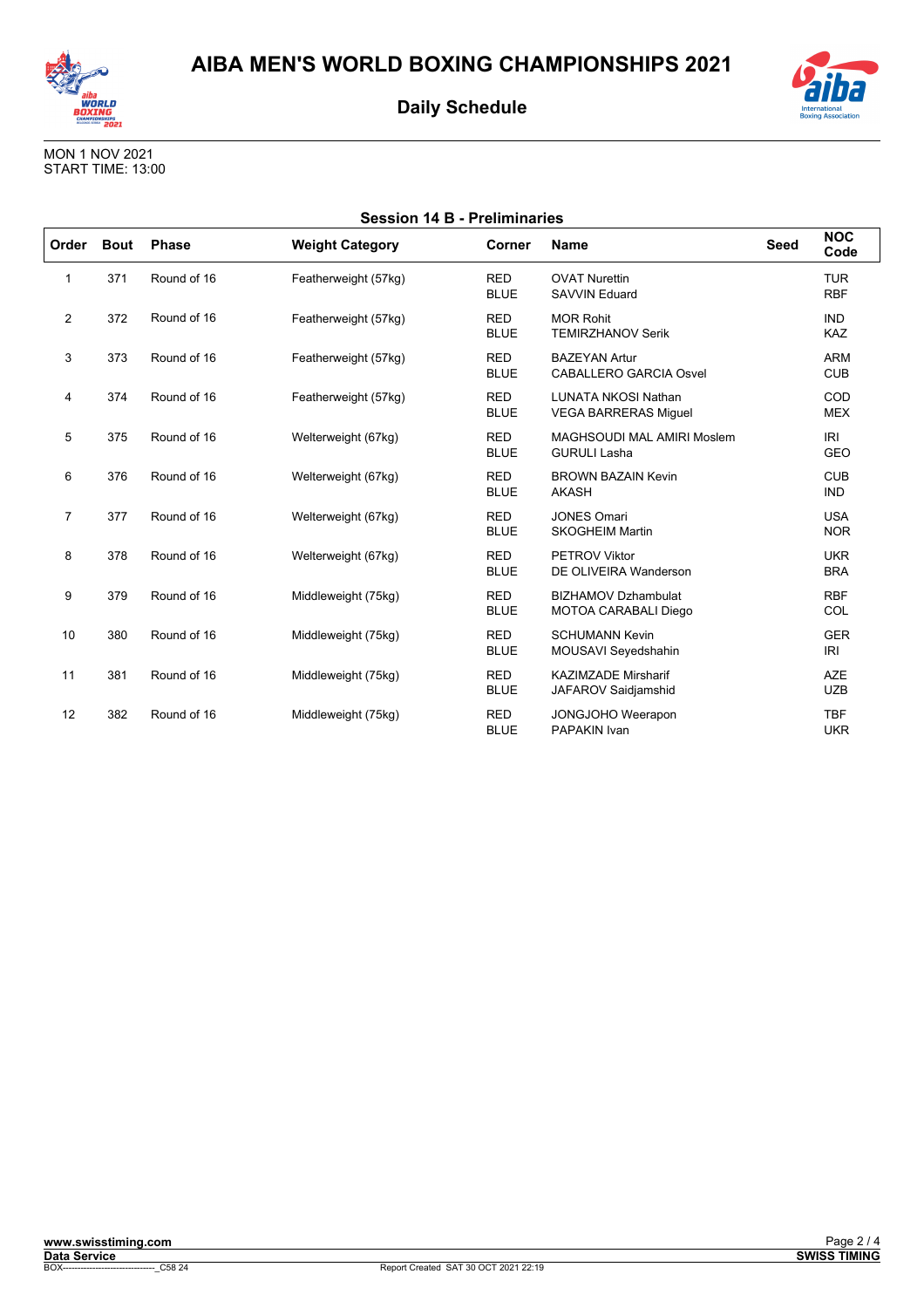# AIBA MEN'S WORLD BOXING CHAMPIONSHIPS 2021

## Daily Schedule

MON 1 NOV 2021
START TIME: 13:00

### Session 14 B - Preliminaries

| Order | Bout | Phase | Weight Category | Corner | Name | Seed | NOC Code |
|---|---|---|---|---|---|---|---|
| 1 | 371 | Round of 16 | Featherweight (57kg) | RED<br>BLUE | OVAT Nurettin<br>SAVVIN Eduard | | TUR<br>RBF |
| 2 | 372 | Round of 16 | Featherweight (57kg) | RED<br>BLUE | MOR Rohit<br>TEMIRZHANOV Serik | | IND<br>KAZ |
| 3 | 373 | Round of 16 | Featherweight (57kg) | RED<br>BLUE | BAZEYAN Artur<br>CABALLERO GARCIA Osvel | | ARM<br>CUB |
| 4 | 374 | Round of 16 | Featherweight (57kg) | RED<br>BLUE | LUNATA NKOSI Nathan<br>VEGA BARRERAS Miguel | | COD<br>MEX |
| 5 | 375 | Round of 16 | Welterweight (67kg) | RED<br>BLUE | MAGHSOUDI MAL AMIRI Moslem<br>GURULI Lasha | | IRI<br>GEO |
| 6 | 376 | Round of 16 | Welterweight (67kg) | RED<br>BLUE | BROWN BAZAIN Kevin<br>AKASH | | CUB<br>IND |
| 7 | 377 | Round of 16 | Welterweight (67kg) | RED<br>BLUE | JONES Omari<br>SKOGHEIM Martin | | USA<br>NOR |
| 8 | 378 | Round of 16 | Welterweight (67kg) | RED<br>BLUE | PETROV Viktor<br>DE OLIVEIRA Wanderson | | UKR<br>BRA |
| 9 | 379 | Round of 16 | Middleweight (75kg) | RED<br>BLUE | BIZHAMOV Dzhambulat<br>MOTOA CARABALI Diego | | RBF<br>COL |
| 10 | 380 | Round of 16 | Middleweight (75kg) | RED<br>BLUE | SCHUMANN Kevin<br>MOUSAVI Seyedshahin | | GER<br>IRI |
| 11 | 381 | Round of 16 | Middleweight (75kg) | RED<br>BLUE | KAZIMZADE Mirsharif<br>JAFAROV Saidjamshid | | AZE<br>UZB |
| 12 | 382 | Round of 16 | Middleweight (75kg) | RED<br>BLUE | JONGJOHO Weerapon<br>PAPAKIN Ivan | | TBF<br>UKR |

www.swisstiming.com
Data Service
BOX-------------------------------_C58 24 Report Created SAT 30 OCT 2021 22:19
SWISS TIMING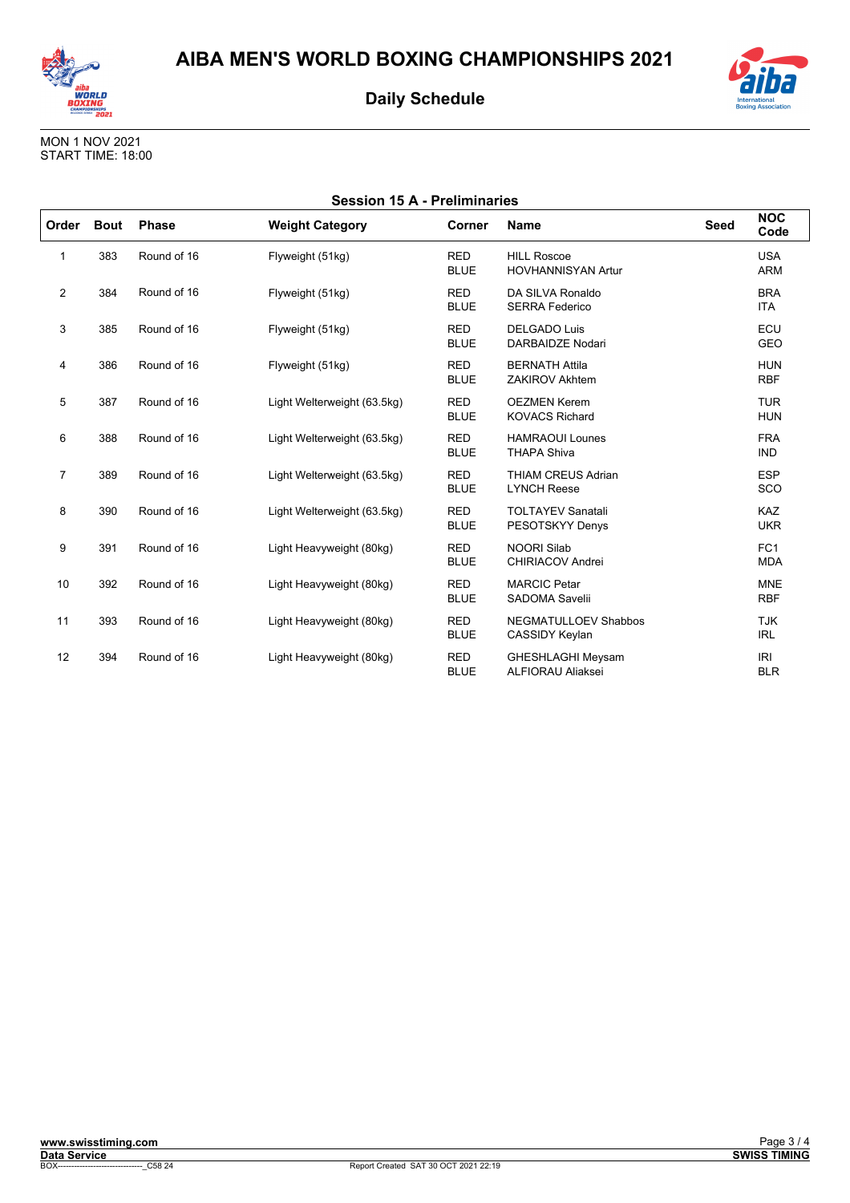# AIBA MEN'S WORLD BOXING CHAMPIONSHIPS 2021

## Daily Schedule

MON 1 NOV 2021
START TIME: 18:00

### Session 15 A - Preliminaries

| Order | Bout | Phase | Weight Category | Corner | Name | Seed | NOC Code |
|---|---|---|---|---|---|---|---|
| 1 | 383 | Round of 16 | Flyweight (51kg) | RED<br>BLUE | HILL Roscoe<br>HOVHANNISYAN Artur | | USA<br>ARM |
| 2 | 384 | Round of 16 | Flyweight (51kg) | RED<br>BLUE | DA SILVA Ronaldo<br>SERRA Federico | | BRA<br>ITA |
| 3 | 385 | Round of 16 | Flyweight (51kg) | RED<br>BLUE | DELGADO Luis<br>DARBAIDZE Nodari | | ECU<br>GEO |
| 4 | 386 | Round of 16 | Flyweight (51kg) | RED<br>BLUE | BERNATH Attila<br>ZAKIROV Akhtem | | HUN<br>RBF |
| 5 | 387 | Round of 16 | Light Welterweight (63.5kg) | RED<br>BLUE | OEZMEN Kerem<br>KOVACS Richard | | TUR<br>HUN |
| 6 | 388 | Round of 16 | Light Welterweight (63.5kg) | RED<br>BLUE | HAMRAOUI Lounes<br>THAPA Shiva | | FRA<br>IND |
| 7 | 389 | Round of 16 | Light Welterweight (63.5kg) | RED<br>BLUE | THIAM CREUS Adrian<br>LYNCH Reese | | ESP<br>SCO |
| 8 | 390 | Round of 16 | Light Welterweight (63.5kg) | RED<br>BLUE | TOLTAYEV Sanatali<br>PESOTSKYY Denys | | KAZ<br>UKR |
| 9 | 391 | Round of 16 | Light Heavyweight (80kg) | RED<br>BLUE | NOORI Silab<br>CHIRIACOV Andrei | | FC1<br>MDA |
| 10 | 392 | Round of 16 | Light Heavyweight (80kg) | RED<br>BLUE | MARCIC Petar<br>SADOMA Savelii | | MNE<br>RBF |
| 11 | 393 | Round of 16 | Light Heavyweight (80kg) | RED<br>BLUE | NEGMATULLOEV Shabbos<br>CASSIDY Keylan | | TJK<br>IRL |
| 12 | 394 | Round of 16 | Light Heavyweight (80kg) | RED<br>BLUE | GHESHLAGHI Meysam<br>ALFIORAU Aliaksei | | IRI<br>BLR |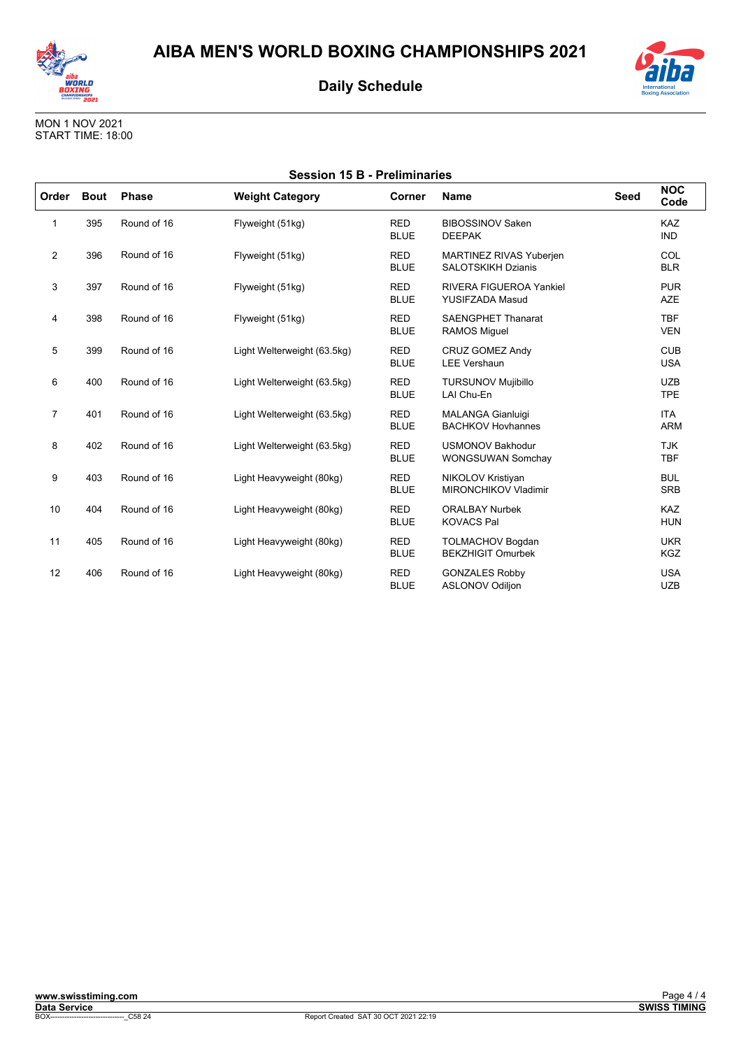# AIBA MEN'S WORLD BOXING CHAMPIONSHIPS 2021

## Daily Schedule

MON 1 NOV 2021
START TIME: 18:00

### Session 15 B - Preliminaries

| Order | Bout | Phase | Weight Category | Corner | Name | Seed | NOC Code |
|---|---|---|---|---|---|---|---|
| 1 | 395 | Round of 16 | Flyweight (51kg) | RED<br>BLUE | BIBOSSINOV Saken<br>DEEPAK | | KAZ<br>IND |
| 2 | 396 | Round of 16 | Flyweight (51kg) | RED<br>BLUE | MARTINEZ RIVAS Yuberjen<br>SALOTSKIKH Dzianis | | COL<br>BLR |
| 3 | 397 | Round of 16 | Flyweight (51kg) | RED<br>BLUE | RIVERA FIGUEROA Yankiel<br>YUSIFZADA Masud | | PUR<br>AZE |
| 4 | 398 | Round of 16 | Flyweight (51kg) | RED<br>BLUE | SAENGPHET Thanarat<br>RAMOS Miguel | | TBF<br>VEN |
| 5 | 399 | Round of 16 | Light Welterweight (63.5kg) | RED<br>BLUE | CRUZ GOMEZ Andy<br>LEE Vershaun | | CUB<br>USA |
| 6 | 400 | Round of 16 | Light Welterweight (63.5kg) | RED<br>BLUE | TURSUNOV Mujibillo<br>LAI Chu-En | | UZB<br>TPE |
| 7 | 401 | Round of 16 | Light Welterweight (63.5kg) | RED<br>BLUE | MALANGA Gianluigi<br>BACHKOV Hovhannes | | ITA<br>ARM |
| 8 | 402 | Round of 16 | Light Welterweight (63.5kg) | RED<br>BLUE | USMONOV Bakhodur<br>WONGSUWAN Somchay | | TJK<br>TBF |
| 9 | 403 | Round of 16 | Light Heavyweight (80kg) | RED<br>BLUE | NIKOLOV Kristiyan<br>MIRONCHIKOV Vladimir | | BUL<br>SRB |
| 10 | 404 | Round of 16 | Light Heavyweight (80kg) | RED<br>BLUE | ORALBAY Nurbek<br>KOVACS Pal | | KAZ<br>HUN |
| 11 | 405 | Round of 16 | Light Heavyweight (80kg) | RED<br>BLUE | TOLMACHOV Bogdan<br>BEKZHIGIT Omurbek | | UKR<br>KGZ |
| 12 | 406 | Round of 16 | Light Heavyweight (80kg) | RED<br>BLUE | GONZALES Robby<br>ASLONOV Odiljon | | USA<br>UZB |

Report Created SAT 30 OCT 2021 22:19